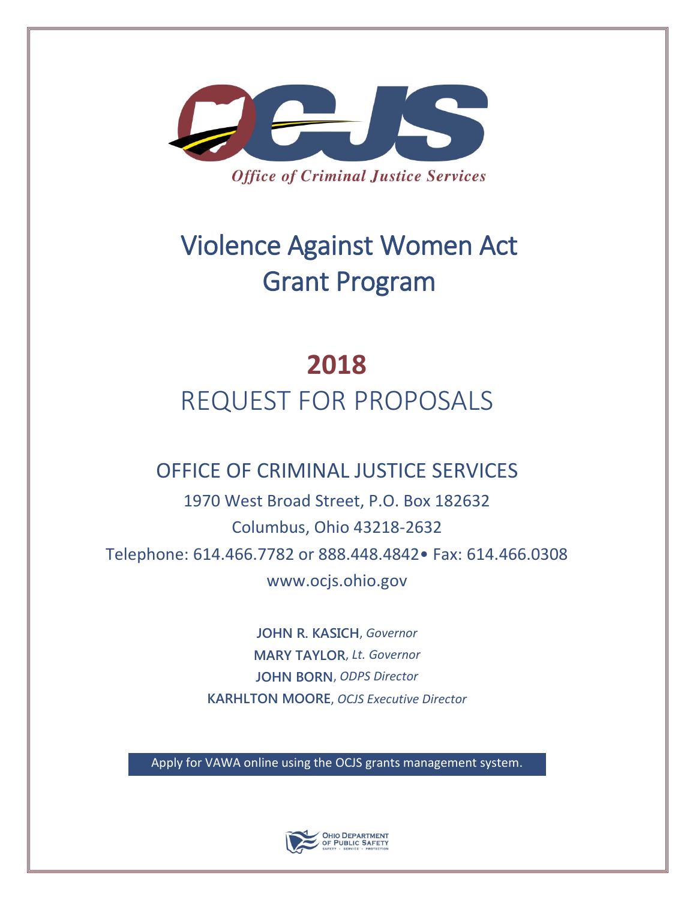Office of Criminal Justice Services

# Violence Against Women Act
# Grant Program

## 2018
## REQUEST FOR PROPOSALS

### OFFICE OF CRIMINAL JUSTICE SERVICES

1970 West Broad Street, P.O. Box 182632

Columbus, Ohio 43218-2632

Telephone: 614.466.7782 or 888.448.4842• Fax: 614.466.0308

www.ocjs.ohio.gov

**JOHN R. KASICH**, *Governor*

**MARY TAYLOR**, *Lt. Governor*

**JOHN BORN**, *ODPS Director*

**KARHLTON MOORE**, *OCJS Executive Director*

Apply for VAWA online using the OCJS grants management system.

OHIO DEPARTMENT OF PUBLIC SAFETY
SAFETY • SERVICE • PROTECTION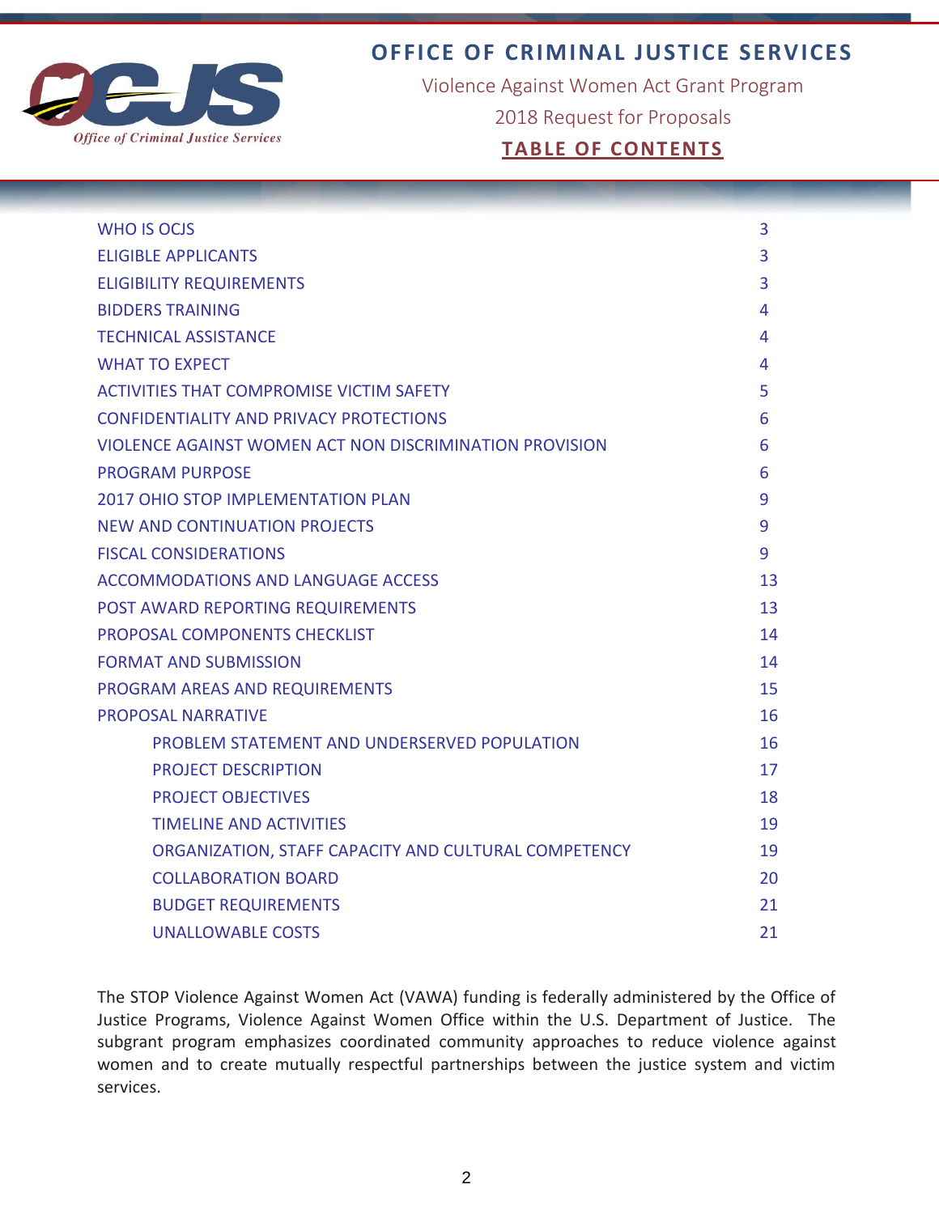# OFFICE OF CRIMINAL JUSTICE SERVICES

Violence Against Women Act Grant Program

2018 Request for Proposals

## TABLE OF CONTENTS

| | |
|---|---|
| WHO IS OCJS | 3 |
| ELIGIBLE APPLICANTS | 3 |
| ELIGIBILITY REQUIREMENTS | 3 |
| BIDDERS TRAINING | 4 |
| TECHNICAL ASSISTANCE | 4 |
| WHAT TO EXPECT | 4 |
| ACTIVITIES THAT COMPROMISE VICTIM SAFETY | 5 |
| CONFIDENTIALITY AND PRIVACY PROTECTIONS | 6 |
| VIOLENCE AGAINST WOMEN ACT NON DISCRIMINATION PROVISION | 6 |
| PROGRAM PURPOSE | 6 |
| 2017 OHIO STOP IMPLEMENTATION PLAN | 9 |
| NEW AND CONTINUATION PROJECTS | 9 |
| FISCAL CONSIDERATIONS | 9 |
| ACCOMMODATIONS AND LANGUAGE ACCESS | 13 |
| POST AWARD REPORTING REQUIREMENTS | 13 |
| PROPOSAL COMPONENTS CHECKLIST | 14 |
| FORMAT AND SUBMISSION | 14 |
| PROGRAM AREAS AND REQUIREMENTS | 15 |
| PROPOSAL NARRATIVE | 16 |
| PROBLEM STATEMENT AND UNDERSERVED POPULATION | 16 |
| PROJECT DESCRIPTION | 17 |
| PROJECT OBJECTIVES | 18 |
| TIMELINE AND ACTIVITIES | 19 |
| ORGANIZATION, STAFF CAPACITY AND CULTURAL COMPETENCY | 19 |
| COLLABORATION BOARD | 20 |
| BUDGET REQUIREMENTS | 21 |
| UNALLOWABLE COSTS | 21 |

The STOP Violence Against Women Act (VAWA) funding is federally administered by the Office of Justice Programs, Violence Against Women Office within the U.S. Department of Justice. The subgrant program emphasizes coordinated community approaches to reduce violence against women and to create mutually respectful partnerships between the justice system and victim services.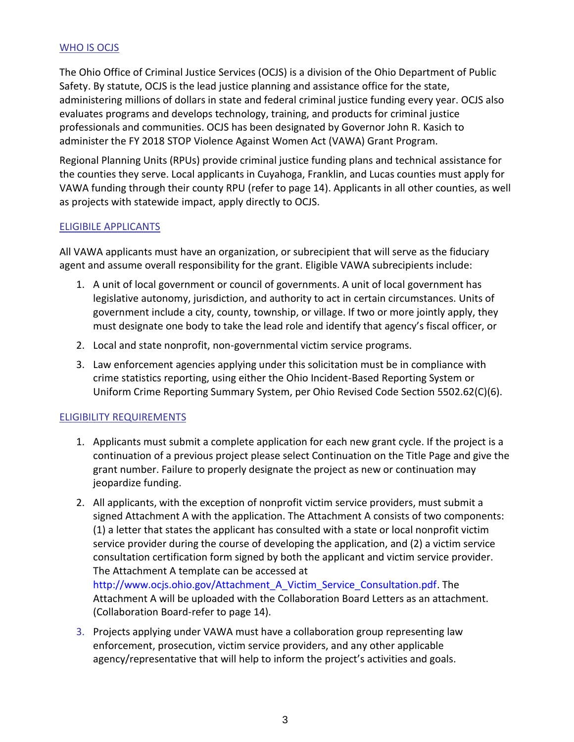## WHO IS OCJS

The Ohio Office of Criminal Justice Services (OCJS) is a division of the Ohio Department of Public Safety. By statute, OCJS is the lead justice planning and assistance office for the state, administering millions of dollars in state and federal criminal justice funding every year. OCJS also evaluates programs and develops technology, training, and products for criminal justice professionals and communities. OCJS has been designated by Governor John R. Kasich to administer the FY 2018 STOP Violence Against Women Act (VAWA) Grant Program.

Regional Planning Units (RPUs) provide criminal justice funding plans and technical assistance for the counties they serve. Local applicants in Cuyahoga, Franklin, and Lucas counties must apply for VAWA funding through their county RPU (refer to page 14). Applicants in all other counties, as well as projects with statewide impact, apply directly to OCJS.

## ELIGIBILE APPLICANTS

All VAWA applicants must have an organization, or subrecipient that will serve as the fiduciary agent and assume overall responsibility for the grant. Eligible VAWA subrecipients include:

1. A unit of local government or council of governments. A unit of local government has legislative autonomy, jurisdiction, and authority to act in certain circumstances. Units of government include a city, county, township, or village. If two or more jointly apply, they must designate one body to take the lead role and identify that agency's fiscal officer, or
2. Local and state nonprofit, non-governmental victim service programs.
3. Law enforcement agencies applying under this solicitation must be in compliance with crime statistics reporting, using either the Ohio Incident-Based Reporting System or Uniform Crime Reporting Summary System, per Ohio Revised Code Section 5502.62(C)(6).

## ELIGIBILITY REQUIREMENTS

1. Applicants must submit a complete application for each new grant cycle. If the project is a continuation of a previous project please select Continuation on the Title Page and give the grant number. Failure to properly designate the project as new or continuation may jeopardize funding.
2. All applicants, with the exception of nonprofit victim service providers, must submit a signed Attachment A with the application. The Attachment A consists of two components: (1) a letter that states the applicant has consulted with a state or local nonprofit victim service provider during the course of developing the application, and (2) a victim service consultation certification form signed by both the applicant and victim service provider. The Attachment A template can be accessed at http://www.ocjs.ohio.gov/Attachment_A_Victim_Service_Consultation.pdf. The Attachment A will be uploaded with the Collaboration Board Letters as an attachment. (Collaboration Board-refer to page 14).
3. Projects applying under VAWA must have a collaboration group representing law enforcement, prosecution, victim service providers, and any other applicable agency/representative that will help to inform the project's activities and goals.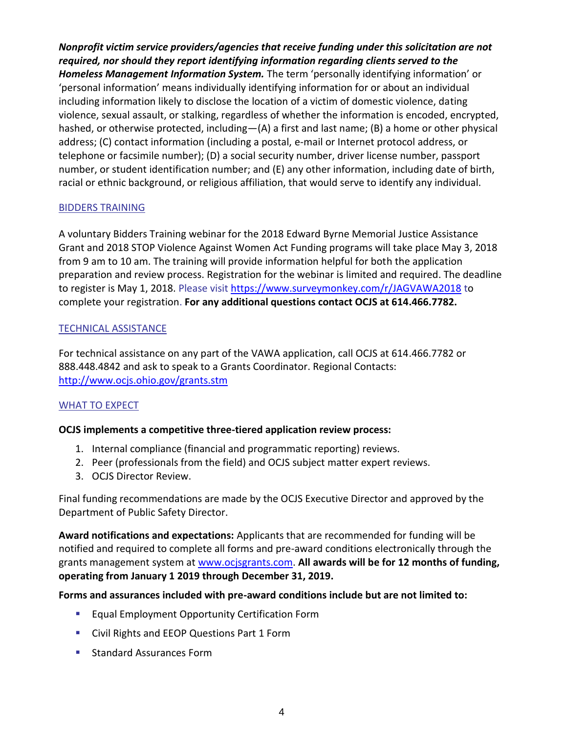***Nonprofit victim service providers/agencies that receive funding under this solicitation are not required, nor should they report identifying information regarding clients served to the Homeless Management Information System.*** The term 'personally identifying information' or 'personal information' means individually identifying information for or about an individual including information likely to disclose the location of a victim of domestic violence, dating violence, sexual assault, or stalking, regardless of whether the information is encoded, encrypted, hashed, or otherwise protected, including—(A) a first and last name; (B) a home or other physical address; (C) contact information (including a postal, e-mail or Internet protocol address, or telephone or facsimile number); (D) a social security number, driver license number, passport number, or student identification number; and (E) any other information, including date of birth, racial or ethnic background, or religious affiliation, that would serve to identify any individual.

## BIDDERS TRAINING

A voluntary Bidders Training webinar for the 2018 Edward Byrne Memorial Justice Assistance Grant and 2018 STOP Violence Against Women Act Funding programs will take place May 3, 2018 from 9 am to 10 am. The training will provide information helpful for both the application preparation and review process. Registration for the webinar is limited and required. The deadline to register is May 1, 2018. Please visit https://www.surveymonkey.com/r/JAGVAWA2018 to complete your registration. **For any additional questions contact OCJS at 614.466.7782.**

## TECHNICAL ASSISTANCE

For technical assistance on any part of the VAWA application, call OCJS at 614.466.7782 or 888.448.4842 and ask to speak to a Grants Coordinator. Regional Contacts: http://www.ocjs.ohio.gov/grants.stm

## WHAT TO EXPECT

**OCJS implements a competitive three-tiered application review process:**

1. Internal compliance (financial and programmatic reporting) reviews.
2. Peer (professionals from the field) and OCJS subject matter expert reviews.
3. OCJS Director Review.

Final funding recommendations are made by the OCJS Executive Director and approved by the Department of Public Safety Director.

**Award notifications and expectations:** Applicants that are recommended for funding will be notified and required to complete all forms and pre-award conditions electronically through the grants management system at www.ocjsgrants.com. **All awards will be for 12 months of funding, operating from January 1 2019 through December 31, 2019.**

**Forms and assurances included with pre-award conditions include but are not limited to:**

- Equal Employment Opportunity Certification Form
- Civil Rights and EEOP Questions Part 1 Form
- Standard Assurances Form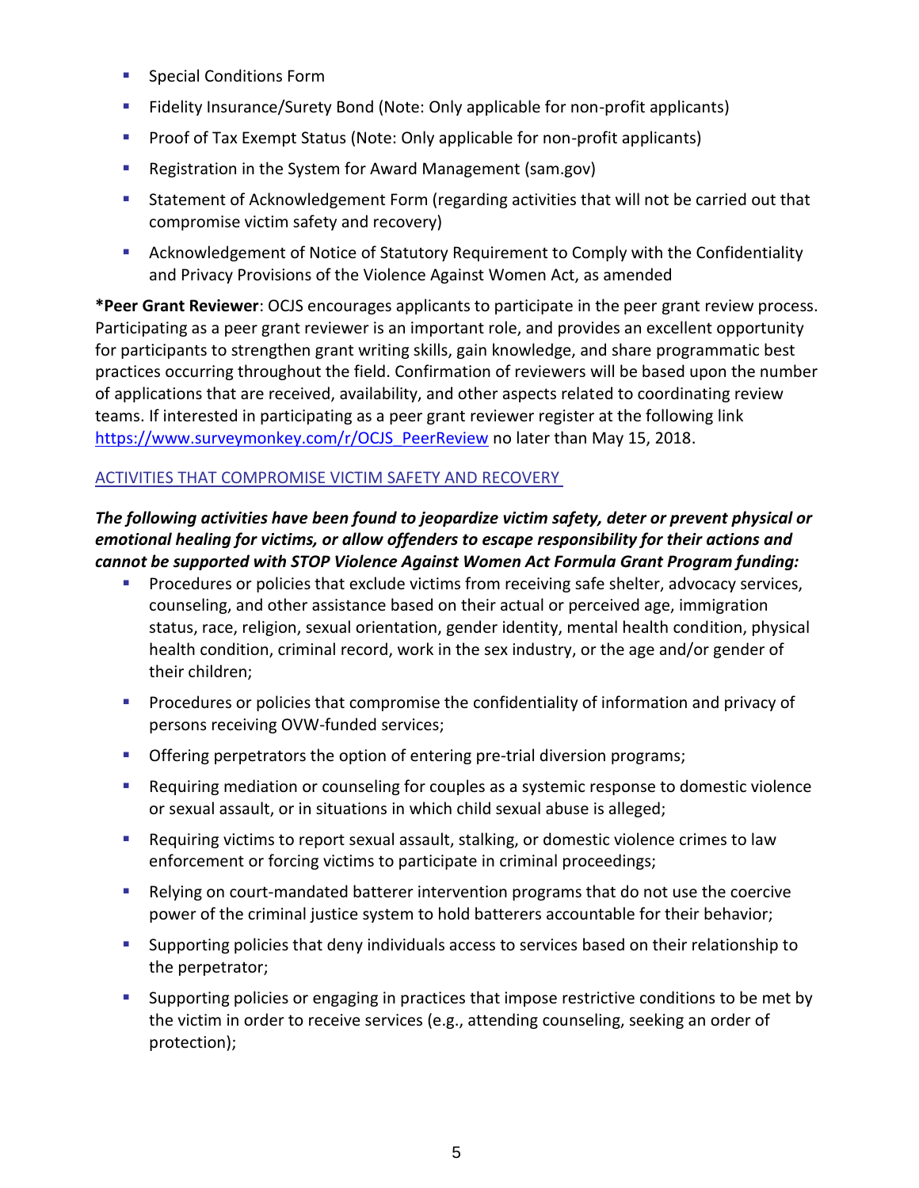- Special Conditions Form
- Fidelity Insurance/Surety Bond (Note: Only applicable for non-profit applicants)
- Proof of Tax Exempt Status (Note: Only applicable for non-profit applicants)
- Registration in the System for Award Management (sam.gov)
- Statement of Acknowledgement Form (regarding activities that will not be carried out that compromise victim safety and recovery)
- Acknowledgement of Notice of Statutory Requirement to Comply with the Confidentiality and Privacy Provisions of the Violence Against Women Act, as amended

***Peer Grant Reviewer**: OCJS encourages applicants to participate in the peer grant review process. Participating as a peer grant reviewer is an important role, and provides an excellent opportunity for participants to strengthen grant writing skills, gain knowledge, and share programmatic best practices occurring throughout the field. Confirmation of reviewers will be based upon the number of applications that are received, availability, and other aspects related to coordinating review teams. If interested in participating as a peer grant reviewer register at the following link [https://www.surveymonkey.com/r/OCJS_PeerReview](https://www.surveymonkey.com/r/OCJS_PeerReview) no later than May 15, 2018.

## ACTIVITIES THAT COMPROMISE VICTIM SAFETY AND RECOVERY

***The following activities have been found to jeopardize victim safety, deter or prevent physical or emotional healing for victims, or allow offenders to escape responsibility for their actions and cannot be supported with STOP Violence Against Women Act Formula Grant Program funding:***

- Procedures or policies that exclude victims from receiving safe shelter, advocacy services, counseling, and other assistance based on their actual or perceived age, immigration status, race, religion, sexual orientation, gender identity, mental health condition, physical health condition, criminal record, work in the sex industry, or the age and/or gender of their children;
- Procedures or policies that compromise the confidentiality of information and privacy of persons receiving OVW-funded services;
- Offering perpetrators the option of entering pre-trial diversion programs;
- Requiring mediation or counseling for couples as a systemic response to domestic violence or sexual assault, or in situations in which child sexual abuse is alleged;
- Requiring victims to report sexual assault, stalking, or domestic violence crimes to law enforcement or forcing victims to participate in criminal proceedings;
- Relying on court-mandated batterer intervention programs that do not use the coercive power of the criminal justice system to hold batterers accountable for their behavior;
- Supporting policies that deny individuals access to services based on their relationship to the perpetrator;
- Supporting policies or engaging in practices that impose restrictive conditions to be met by the victim in order to receive services (e.g., attending counseling, seeking an order of protection);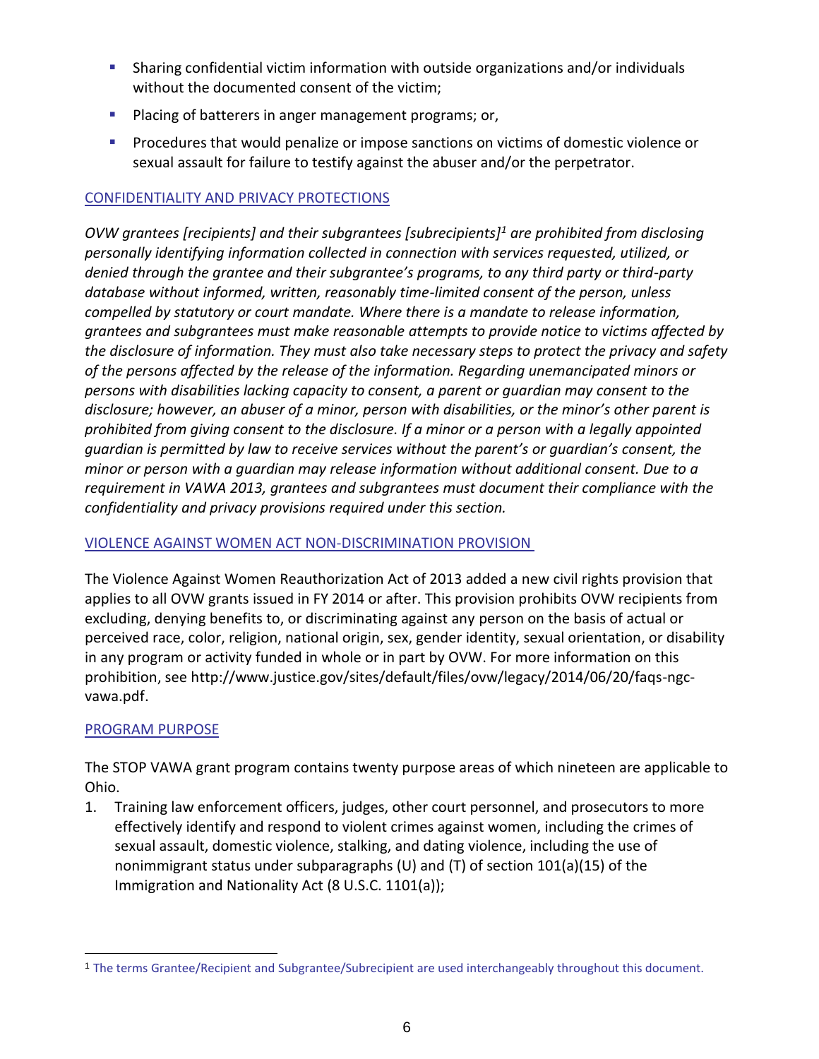- Sharing confidential victim information with outside organizations and/or individuals without the documented consent of the victim;
- Placing of batterers in anger management programs; or,
- Procedures that would penalize or impose sanctions on victims of domestic violence or sexual assault for failure to testify against the abuser and/or the perpetrator.

## CONFIDENTIALITY AND PRIVACY PROTECTIONS

*OVW grantees [recipients] and their subgrantees [subrecipients][1] are prohibited from disclosing personally identifying information collected in connection with services requested, utilized, or denied through the grantee and their subgrantee's programs, to any third party or third-party database without informed, written, reasonably time-limited consent of the person, unless compelled by statutory or court mandate. Where there is a mandate to release information, grantees and subgrantees must make reasonable attempts to provide notice to victims affected by the disclosure of information. They must also take necessary steps to protect the privacy and safety of the persons affected by the release of the information. Regarding unemancipated minors or persons with disabilities lacking capacity to consent, a parent or guardian may consent to the disclosure; however, an abuser of a minor, person with disabilities, or the minor's other parent is prohibited from giving consent to the disclosure. If a minor or a person with a legally appointed guardian is permitted by law to receive services without the parent's or guardian's consent, the minor or person with a guardian may release information without additional consent. Due to a requirement in VAWA 2013, grantees and subgrantees must document their compliance with the confidentiality and privacy provisions required under this section.*

## VIOLENCE AGAINST WOMEN ACT NON-DISCRIMINATION PROVISION

The Violence Against Women Reauthorization Act of 2013 added a new civil rights provision that applies to all OVW grants issued in FY 2014 or after. This provision prohibits OVW recipients from excluding, denying benefits to, or discriminating against any person on the basis of actual or perceived race, color, religion, national origin, sex, gender identity, sexual orientation, or disability in any program or activity funded in whole or in part by OVW. For more information on this prohibition, see http://www.justice.gov/sites/default/files/ovw/legacy/2014/06/20/faqs-ngc-vawa.pdf.

## PROGRAM PURPOSE

The STOP VAWA grant program contains twenty purpose areas of which nineteen are applicable to Ohio.

1. Training law enforcement officers, judges, other court personnel, and prosecutors to more effectively identify and respond to violent crimes against women, including the crimes of sexual assault, domestic violence, stalking, and dating violence, including the use of nonimmigrant status under subparagraphs (U) and (T) of section 101(a)(15) of the Immigration and Nationality Act (8 U.S.C. 1101(a));

[1] The terms Grantee/Recipient and Subgrantee/Subrecipient are used interchangeably throughout this document.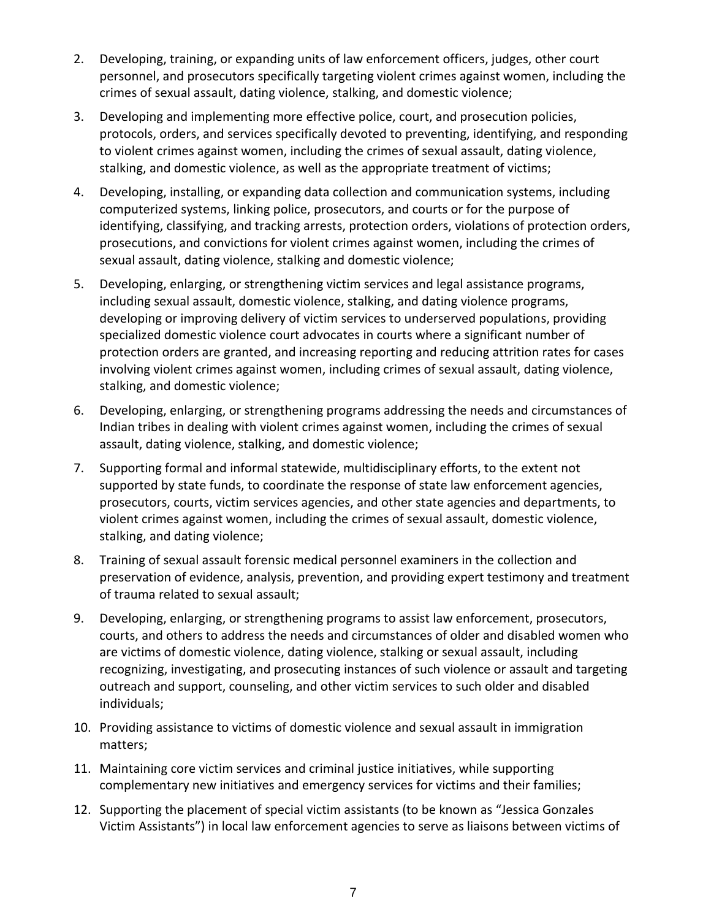2. Developing, training, or expanding units of law enforcement officers, judges, other court personnel, and prosecutors specifically targeting violent crimes against women, including the crimes of sexual assault, dating violence, stalking, and domestic violence;
3. Developing and implementing more effective police, court, and prosecution policies, protocols, orders, and services specifically devoted to preventing, identifying, and responding to violent crimes against women, including the crimes of sexual assault, dating violence, stalking, and domestic violence, as well as the appropriate treatment of victims;
4. Developing, installing, or expanding data collection and communication systems, including computerized systems, linking police, prosecutors, and courts or for the purpose of identifying, classifying, and tracking arrests, protection orders, violations of protection orders, prosecutions, and convictions for violent crimes against women, including the crimes of sexual assault, dating violence, stalking and domestic violence;
5. Developing, enlarging, or strengthening victim services and legal assistance programs, including sexual assault, domestic violence, stalking, and dating violence programs, developing or improving delivery of victim services to underserved populations, providing specialized domestic violence court advocates in courts where a significant number of protection orders are granted, and increasing reporting and reducing attrition rates for cases involving violent crimes against women, including crimes of sexual assault, dating violence, stalking, and domestic violence;
6. Developing, enlarging, or strengthening programs addressing the needs and circumstances of Indian tribes in dealing with violent crimes against women, including the crimes of sexual assault, dating violence, stalking, and domestic violence;
7. Supporting formal and informal statewide, multidisciplinary efforts, to the extent not supported by state funds, to coordinate the response of state law enforcement agencies, prosecutors, courts, victim services agencies, and other state agencies and departments, to violent crimes against women, including the crimes of sexual assault, domestic violence, stalking, and dating violence;
8. Training of sexual assault forensic medical personnel examiners in the collection and preservation of evidence, analysis, prevention, and providing expert testimony and treatment of trauma related to sexual assault;
9. Developing, enlarging, or strengthening programs to assist law enforcement, prosecutors, courts, and others to address the needs and circumstances of older and disabled women who are victims of domestic violence, dating violence, stalking or sexual assault, including recognizing, investigating, and prosecuting instances of such violence or assault and targeting outreach and support, counseling, and other victim services to such older and disabled individuals;
10. Providing assistance to victims of domestic violence and sexual assault in immigration matters;
11. Maintaining core victim services and criminal justice initiatives, while supporting complementary new initiatives and emergency services for victims and their families;
12. Supporting the placement of special victim assistants (to be known as "Jessica Gonzales Victim Assistants") in local law enforcement agencies to serve as liaisons between victims of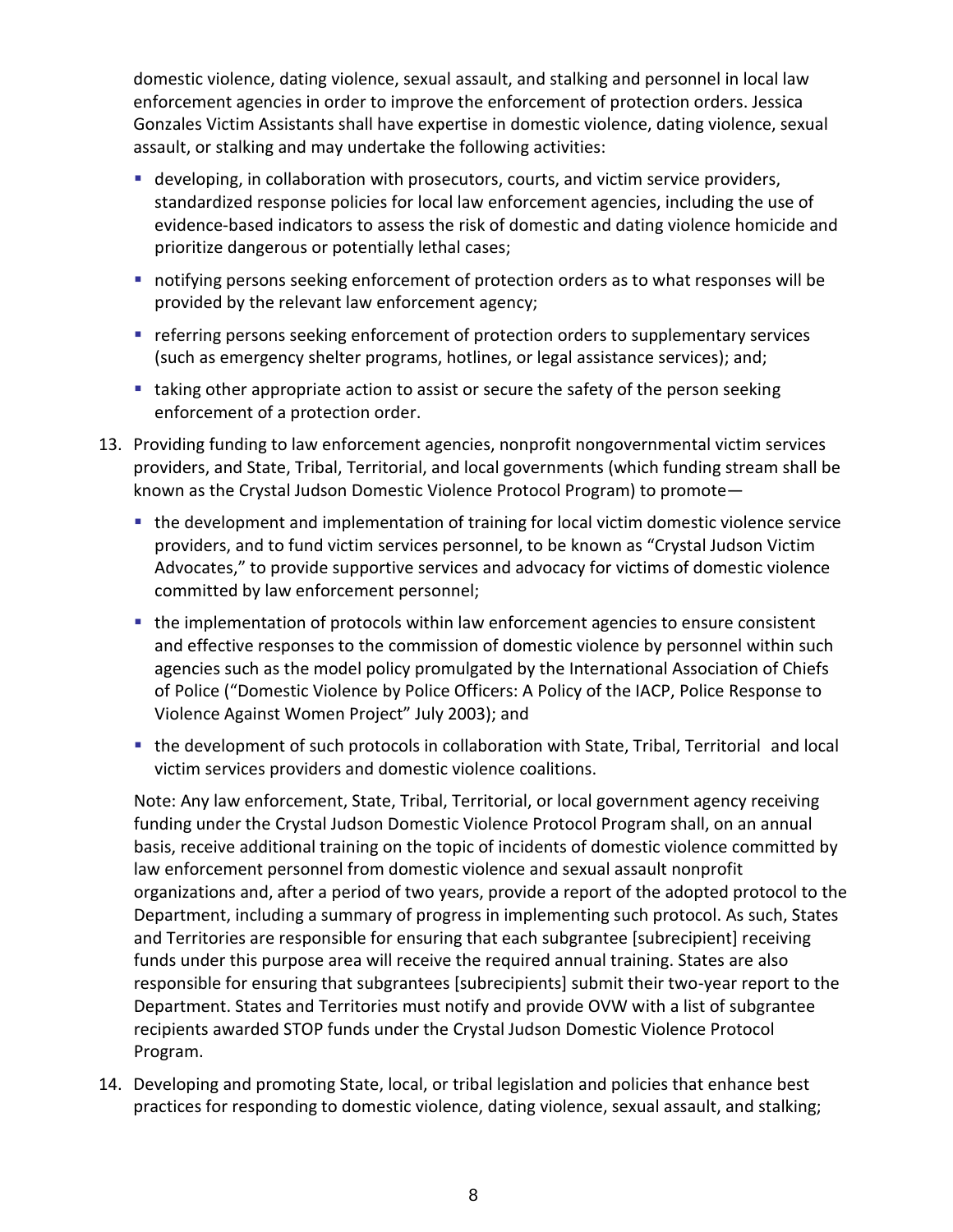domestic violence, dating violence, sexual assault, and stalking and personnel in local law enforcement agencies in order to improve the enforcement of protection orders. Jessica Gonzales Victim Assistants shall have expertise in domestic violence, dating violence, sexual assault, or stalking and may undertake the following activities:

- developing, in collaboration with prosecutors, courts, and victim service providers, standardized response policies for local law enforcement agencies, including the use of evidence-based indicators to assess the risk of domestic and dating violence homicide and prioritize dangerous or potentially lethal cases;
- notifying persons seeking enforcement of protection orders as to what responses will be provided by the relevant law enforcement agency;
- referring persons seeking enforcement of protection orders to supplementary services (such as emergency shelter programs, hotlines, or legal assistance services); and;
- taking other appropriate action to assist or secure the safety of the person seeking enforcement of a protection order.

13. Providing funding to law enforcement agencies, nonprofit nongovernmental victim services providers, and State, Tribal, Territorial, and local governments (which funding stream shall be known as the Crystal Judson Domestic Violence Protocol Program) to promote—

    - the development and implementation of training for local victim domestic violence service providers, and to fund victim services personnel, to be known as "Crystal Judson Victim Advocates," to provide supportive services and advocacy for victims of domestic violence committed by law enforcement personnel;
    - the implementation of protocols within law enforcement agencies to ensure consistent and effective responses to the commission of domestic violence by personnel within such agencies such as the model policy promulgated by the International Association of Chiefs of Police ("Domestic Violence by Police Officers: A Policy of the IACP, Police Response to Violence Against Women Project" July 2003); and
    - the development of such protocols in collaboration with State, Tribal, Territorial and local victim services providers and domestic violence coalitions.

    Note: Any law enforcement, State, Tribal, Territorial, or local government agency receiving funding under the Crystal Judson Domestic Violence Protocol Program shall, on an annual basis, receive additional training on the topic of incidents of domestic violence committed by law enforcement personnel from domestic violence and sexual assault nonprofit organizations and, after a period of two years, provide a report of the adopted protocol to the Department, including a summary of progress in implementing such protocol. As such, States and Territories are responsible for ensuring that each subgrantee [subrecipient] receiving funds under this purpose area will receive the required annual training. States are also responsible for ensuring that subgrantees [subrecipients] submit their two-year report to the Department. States and Territories must notify and provide OVW with a list of subgrantee recipients awarded STOP funds under the Crystal Judson Domestic Violence Protocol Program.

14. Developing and promoting State, local, or tribal legislation and policies that enhance best practices for responding to domestic violence, dating violence, sexual assault, and stalking;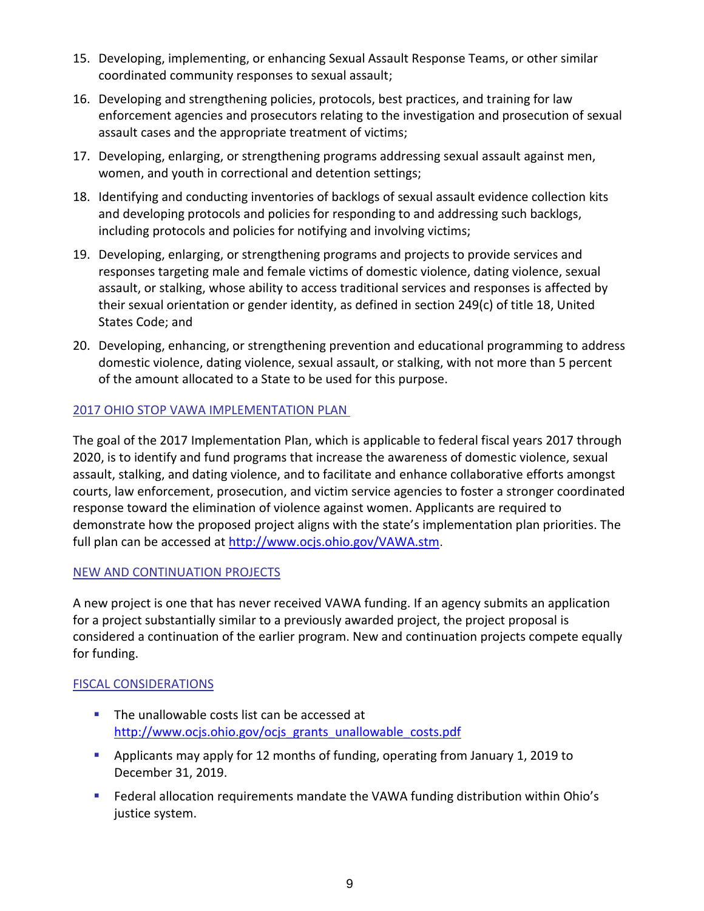15. Developing, implementing, or enhancing Sexual Assault Response Teams, or other similar coordinated community responses to sexual assault;
16. Developing and strengthening policies, protocols, best practices, and training for law enforcement agencies and prosecutors relating to the investigation and prosecution of sexual assault cases and the appropriate treatment of victims;
17. Developing, enlarging, or strengthening programs addressing sexual assault against men, women, and youth in correctional and detention settings;
18. Identifying and conducting inventories of backlogs of sexual assault evidence collection kits and developing protocols and policies for responding to and addressing such backlogs, including protocols and policies for notifying and involving victims;
19. Developing, enlarging, or strengthening programs and projects to provide services and responses targeting male and female victims of domestic violence, dating violence, sexual assault, or stalking, whose ability to access traditional services and responses is affected by their sexual orientation or gender identity, as defined in section 249(c) of title 18, United States Code; and
20. Developing, enhancing, or strengthening prevention and educational programming to address domestic violence, dating violence, sexual assault, or stalking, with not more than 5 percent of the amount allocated to a State to be used for this purpose.

## 2017 OHIO STOP VAWA IMPLEMENTATION PLAN

The goal of the 2017 Implementation Plan, which is applicable to federal fiscal years 2017 through 2020, is to identify and fund programs that increase the awareness of domestic violence, sexual assault, stalking, and dating violence, and to facilitate and enhance collaborative efforts amongst courts, law enforcement, prosecution, and victim service agencies to foster a stronger coordinated response toward the elimination of violence against women. Applicants are required to demonstrate how the proposed project aligns with the state's implementation plan priorities. The full plan can be accessed at http://www.ocjs.ohio.gov/VAWA.stm.

## NEW AND CONTINUATION PROJECTS

A new project is one that has never received VAWA funding. If an agency submits an application for a project substantially similar to a previously awarded project, the project proposal is considered a continuation of the earlier program. New and continuation projects compete equally for funding.

## FISCAL CONSIDERATIONS

- The unallowable costs list can be accessed at http://www.ocjs.ohio.gov/ocjs_grants_unallowable_costs.pdf
- Applicants may apply for 12 months of funding, operating from January 1, 2019 to December 31, 2019.
- Federal allocation requirements mandate the VAWA funding distribution within Ohio's justice system.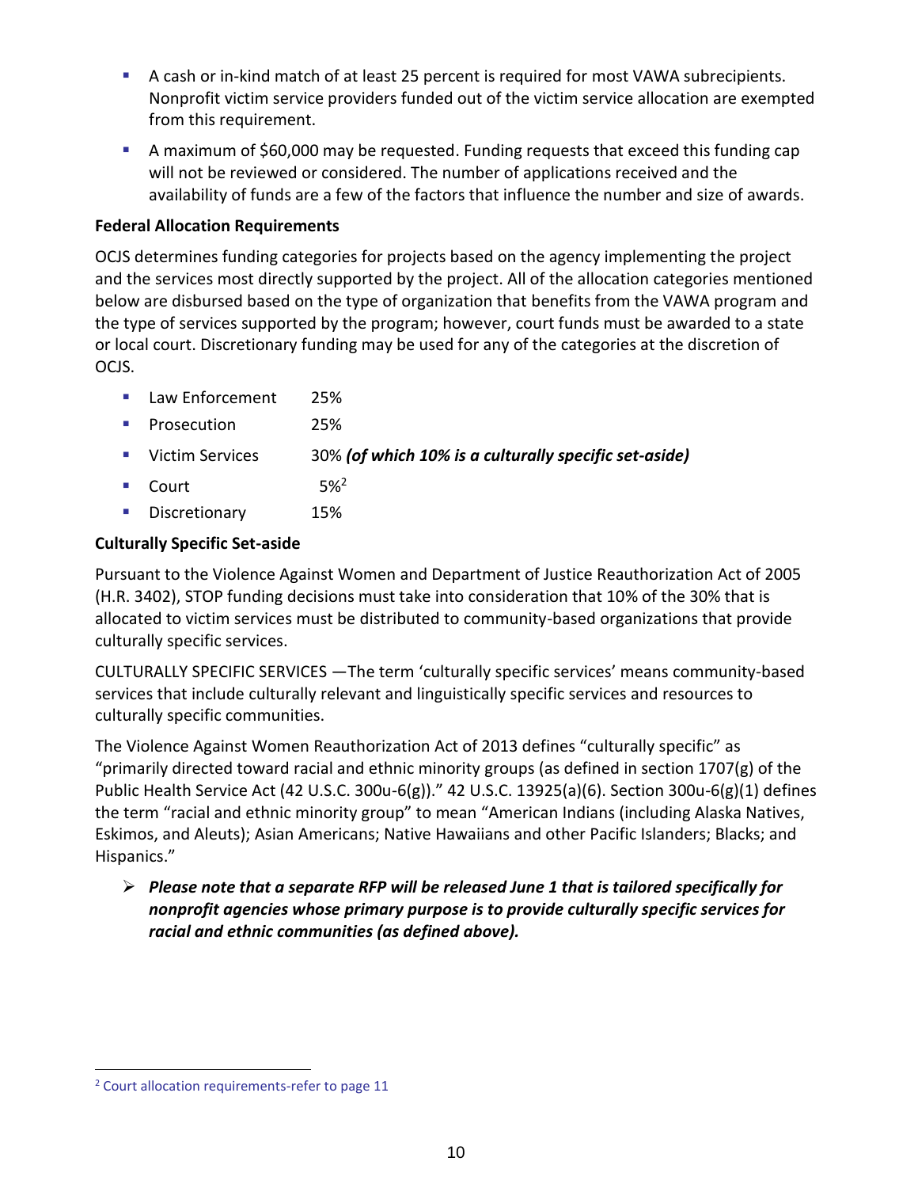- A cash or in-kind match of at least 25 percent is required for most VAWA subrecipients. Nonprofit victim service providers funded out of the victim service allocation are exempted from this requirement.
- A maximum of $60,000 may be requested. Funding requests that exceed this funding cap will not be reviewed or considered. The number of applications received and the availability of funds are a few of the factors that influence the number and size of awards.

**Federal Allocation Requirements**

OCJS determines funding categories for projects based on the agency implementing the project and the services most directly supported by the project. All of the allocation categories mentioned below are disbursed based on the type of organization that benefits from the VAWA program and the type of services supported by the program; however, court funds must be awarded to a state or local court. Discretionary funding may be used for any of the categories at the discretion of OCJS.

- Law Enforcement 25%
- Prosecution 25%
- Victim Services 30% ***(of which 10% is a culturally specific set-aside)***
- Court 5%[2]
- Discretionary 15%

**Culturally Specific Set-aside**

Pursuant to the Violence Against Women and Department of Justice Reauthorization Act of 2005 (H.R. 3402), STOP funding decisions must take into consideration that 10% of the 30% that is allocated to victim services must be distributed to community-based organizations that provide culturally specific services.

CULTURALLY SPECIFIC SERVICES —The term 'culturally specific services' means community-based services that include culturally relevant and linguistically specific services and resources to culturally specific communities.

The Violence Against Women Reauthorization Act of 2013 defines "culturally specific" as "primarily directed toward racial and ethnic minority groups (as defined in section 1707(g) of the Public Health Service Act (42 U.S.C. 300u-6(g))." 42 U.S.C. 13925(a)(6). Section 300u-6(g)(1) defines the term "racial and ethnic minority group" to mean "American Indians (including Alaska Natives, Eskimos, and Aleuts); Asian Americans; Native Hawaiians and other Pacific Islanders; Blacks; and Hispanics."

- ***Please note that a separate RFP will be released June 1 that is tailored specifically for nonprofit agencies whose primary purpose is to provide culturally specific services for racial and ethnic communities (as defined above).***

[2] Court allocation requirements-refer to page 11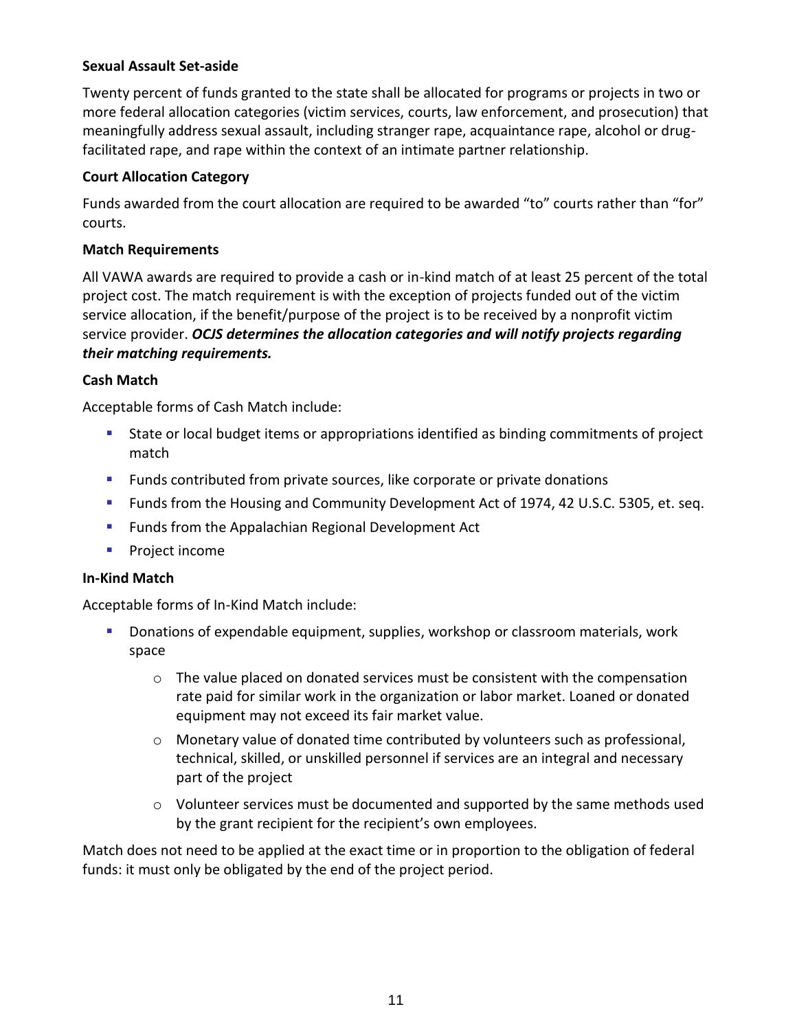**Sexual Assault Set-aside**

Twenty percent of funds granted to the state shall be allocated for programs or projects in two or more federal allocation categories (victim services, courts, law enforcement, and prosecution) that meaningfully address sexual assault, including stranger rape, acquaintance rape, alcohol or drug-facilitated rape, and rape within the context of an intimate partner relationship.

**Court Allocation Category**

Funds awarded from the court allocation are required to be awarded "to" courts rather than "for" courts.

**Match Requirements**

All VAWA awards are required to provide a cash or in-kind match of at least 25 percent of the total project cost. The match requirement is with the exception of projects funded out of the victim service allocation, if the benefit/purpose of the project is to be received by a nonprofit victim service provider. ***OCJS determines the allocation categories and will notify projects regarding their matching requirements.***

**Cash Match**

Acceptable forms of Cash Match include:

- State or local budget items or appropriations identified as binding commitments of project match
- Funds contributed from private sources, like corporate or private donations
- Funds from the Housing and Community Development Act of 1974, 42 U.S.C. 5305, et. seq.
- Funds from the Appalachian Regional Development Act
- Project income

**In-Kind Match**

Acceptable forms of In-Kind Match include:

- Donations of expendable equipment, supplies, workshop or classroom materials, work space
  - The value placed on donated services must be consistent with the compensation rate paid for similar work in the organization or labor market. Loaned or donated equipment may not exceed its fair market value.
  - Monetary value of donated time contributed by volunteers such as professional, technical, skilled, or unskilled personnel if services are an integral and necessary part of the project
  - Volunteer services must be documented and supported by the same methods used by the grant recipient for the recipient's own employees.

Match does not need to be applied at the exact time or in proportion to the obligation of federal funds: it must only be obligated by the end of the project period.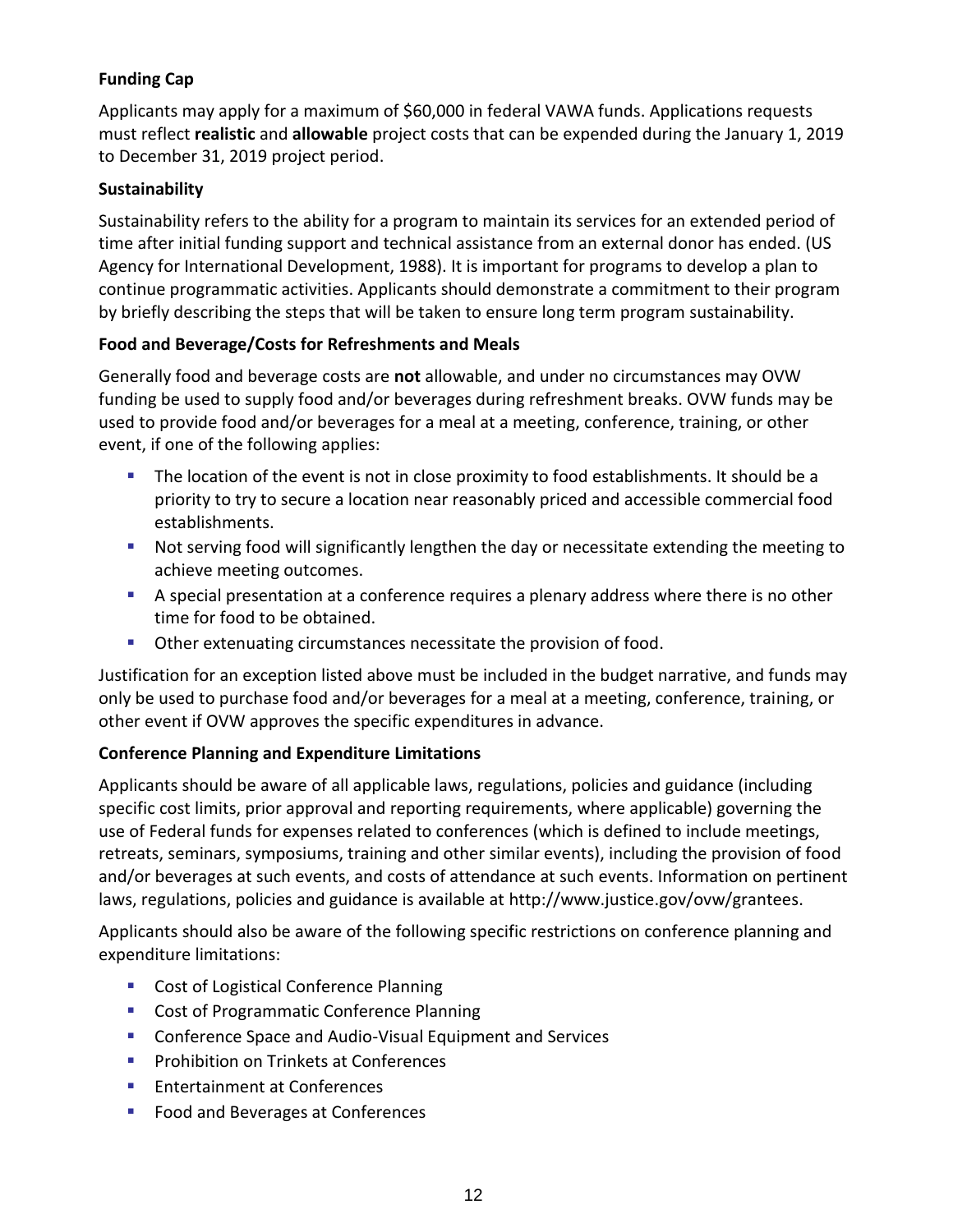**Funding Cap**

Applicants may apply for a maximum of $60,000 in federal VAWA funds. Applications requests must reflect **realistic** and **allowable** project costs that can be expended during the January 1, 2019 to December 31, 2019 project period.

**Sustainability**

Sustainability refers to the ability for a program to maintain its services for an extended period of time after initial funding support and technical assistance from an external donor has ended. (US Agency for International Development, 1988). It is important for programs to develop a plan to continue programmatic activities. Applicants should demonstrate a commitment to their program by briefly describing the steps that will be taken to ensure long term program sustainability.

**Food and Beverage/Costs for Refreshments and Meals**

Generally food and beverage costs are **not** allowable, and under no circumstances may OVW funding be used to supply food and/or beverages during refreshment breaks. OVW funds may be used to provide food and/or beverages for a meal at a meeting, conference, training, or other event, if one of the following applies:

- The location of the event is not in close proximity to food establishments. It should be a priority to try to secure a location near reasonably priced and accessible commercial food establishments.
- Not serving food will significantly lengthen the day or necessitate extending the meeting to achieve meeting outcomes.
- A special presentation at a conference requires a plenary address where there is no other time for food to be obtained.
- Other extenuating circumstances necessitate the provision of food.

Justification for an exception listed above must be included in the budget narrative, and funds may only be used to purchase food and/or beverages for a meal at a meeting, conference, training, or other event if OVW approves the specific expenditures in advance.

**Conference Planning and Expenditure Limitations**

Applicants should be aware of all applicable laws, regulations, policies and guidance (including specific cost limits, prior approval and reporting requirements, where applicable) governing the use of Federal funds for expenses related to conferences (which is defined to include meetings, retreats, seminars, symposiums, training and other similar events), including the provision of food and/or beverages at such events, and costs of attendance at such events. Information on pertinent laws, regulations, policies and guidance is available at http://www.justice.gov/ovw/grantees.

Applicants should also be aware of the following specific restrictions on conference planning and expenditure limitations:

- Cost of Logistical Conference Planning
- Cost of Programmatic Conference Planning
- Conference Space and Audio-Visual Equipment and Services
- Prohibition on Trinkets at Conferences
- Entertainment at Conferences
- Food and Beverages at Conferences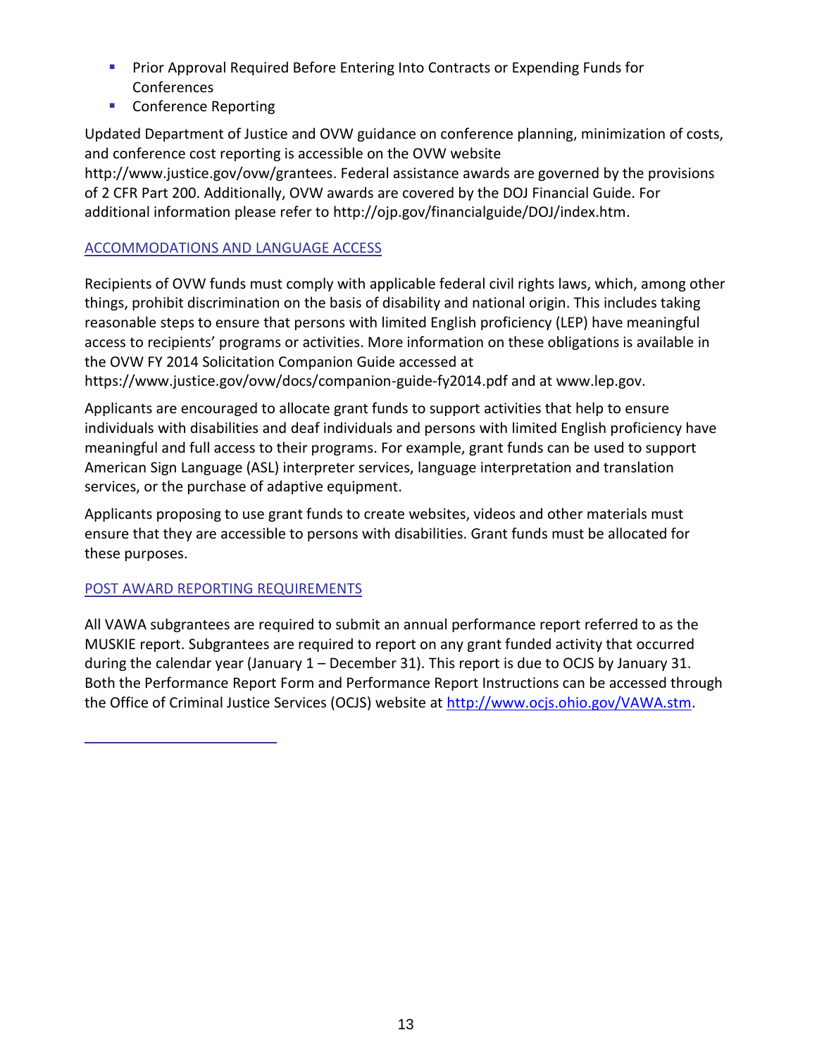- Prior Approval Required Before Entering Into Contracts or Expending Funds for Conferences
- Conference Reporting

Updated Department of Justice and OVW guidance on conference planning, minimization of costs, and conference cost reporting is accessible on the OVW website http://www.justice.gov/ovw/grantees. Federal assistance awards are governed by the provisions of 2 CFR Part 200. Additionally, OVW awards are covered by the DOJ Financial Guide. For additional information please refer to http://ojp.gov/financialguide/DOJ/index.htm.

## ACCOMMODATIONS AND LANGUAGE ACCESS

Recipients of OVW funds must comply with applicable federal civil rights laws, which, among other things, prohibit discrimination on the basis of disability and national origin. This includes taking reasonable steps to ensure that persons with limited English proficiency (LEP) have meaningful access to recipients' programs or activities. More information on these obligations is available in the OVW FY 2014 Solicitation Companion Guide accessed at https://www.justice.gov/ovw/docs/companion-guide-fy2014.pdf and at www.lep.gov.

Applicants are encouraged to allocate grant funds to support activities that help to ensure individuals with disabilities and deaf individuals and persons with limited English proficiency have meaningful and full access to their programs. For example, grant funds can be used to support American Sign Language (ASL) interpreter services, language interpretation and translation services, or the purchase of adaptive equipment.

Applicants proposing to use grant funds to create websites, videos and other materials must ensure that they are accessible to persons with disabilities. Grant funds must be allocated for these purposes.

## POST AWARD REPORTING REQUIREMENTS

All VAWA subgrantees are required to submit an annual performance report referred to as the MUSKIE report. Subgrantees are required to report on any grant funded activity that occurred during the calendar year (January 1 – December 31). This report is due to OCJS by January 31. Both the Performance Report Form and Performance Report Instructions can be accessed through the Office of Criminal Justice Services (OCJS) website at http://www.ocjs.ohio.gov/VAWA.stm.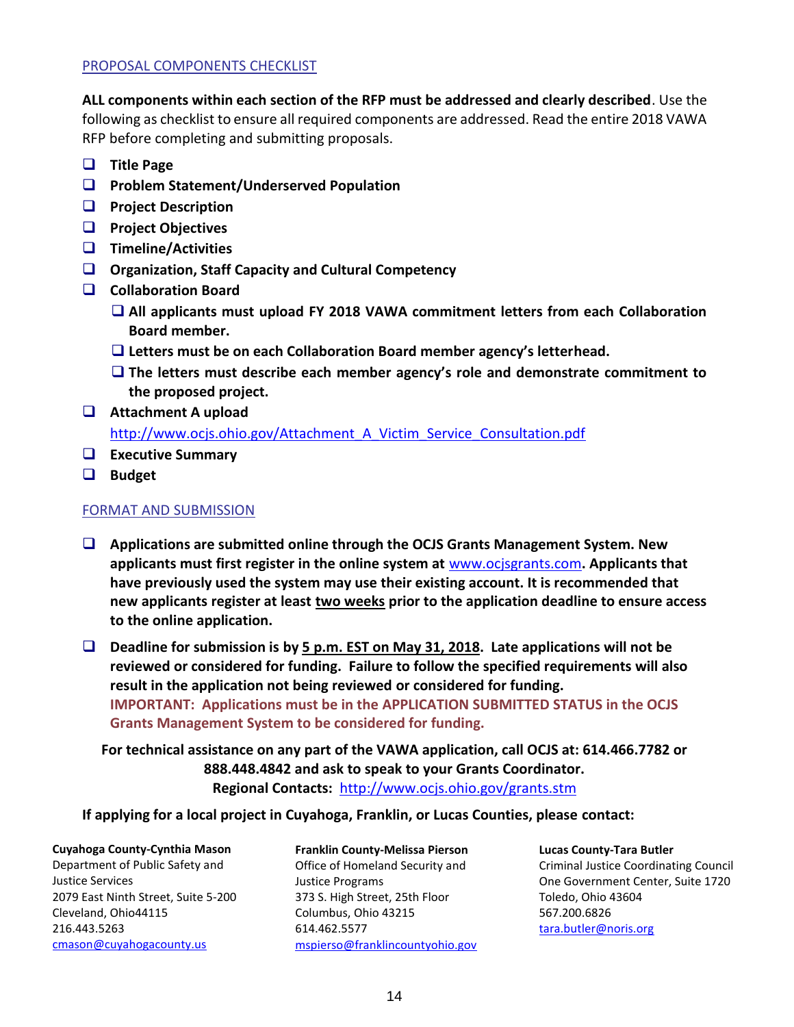## PROPOSAL COMPONENTS CHECKLIST

**ALL components within each section of the RFP must be addressed and clearly described**. Use the following as checklist to ensure all required components are addressed. Read the entire 2018 VAWA RFP before completing and submitting proposals.

- ❑ **Title Page**
- ❑ **Problem Statement/Underserved Population**
- ❑ **Project Description**
- ❑ **Project Objectives**
- ❑ **Timeline/Activities**
- ❑ **Organization, Staff Capacity and Cultural Competency**
- ❑ **Collaboration Board**
  - ❑ **All applicants must upload FY 2018 VAWA commitment letters from each Collaboration Board member.**
  - ❑ **Letters must be on each Collaboration Board member agency's letterhead.**
  - ❑ **The letters must describe each member agency's role and demonstrate commitment to the proposed project.**
- ❑ **Attachment A upload**
  http://www.ocjs.ohio.gov/Attachment_A_Victim_Service_Consultation.pdf
- ❑ **Executive Summary**
- ❑ **Budget**

## FORMAT AND SUBMISSION

- ❑ **Applications are submitted online through the OCJS Grants Management System. New applicants must first register in the online system at www.ocjsgrants.com. Applicants that have previously used the system may use their existing account. It is recommended that new applicants register at least two weeks prior to the application deadline to ensure access to the online application.**
- ❑ **Deadline for submission is by 5 p.m. EST on May 31, 2018. Late applications will not be reviewed or considered for funding. Failure to follow the specified requirements will also result in the application not being reviewed or considered for funding.**
  **IMPORTANT: Applications must be in the APPLICATION SUBMITTED STATUS in the OCJS Grants Management System to be considered for funding.**

**For technical assistance on any part of the VAWA application, call OCJS at: 614.466.7782 or 888.448.4842 and ask to speak to your Grants Coordinator.**
**Regional Contacts:** http://www.ocjs.ohio.gov/grants.stm

**If applying for a local project in Cuyahoga, Franklin, or Lucas Counties, please contact:**

**Cuyahoga County-Cynthia Mason**
Department of Public Safety and Justice Services
2079 East Ninth Street, Suite 5-200
Cleveland, Ohio44115
216.443.5263
cmason@cuyahogacounty.us

**Franklin County-Melissa Pierson**
Office of Homeland Security and Justice Programs
373 S. High Street, 25th Floor
Columbus, Ohio 43215
614.462.5577
mspierso@franklincountyohio.gov

**Lucas County-Tara Butler**
Criminal Justice Coordinating Council
One Government Center, Suite 1720
Toledo, Ohio 43604
567.200.6826
tara.butler@noris.org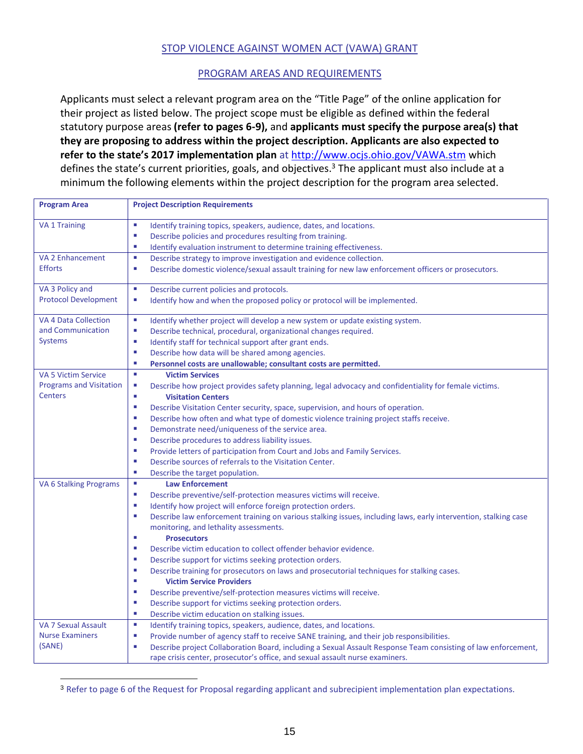## STOP VIOLENCE AGAINST WOMEN ACT (VAWA) GRANT

### PROGRAM AREAS AND REQUIREMENTS

Applicants must select a relevant program area on the "Title Page" of the online application for their project as listed below. The project scope must be eligible as defined within the federal statutory purpose areas **(refer to pages 6-9),** and **applicants must specify the purpose area(s) that they are proposing to address within the project description. Applicants are also expected to refer to the state's 2017 implementation plan** at http://www.ocjs.ohio.gov/VAWA.stm which defines the state's current priorities, goals, and objectives.[3] The applicant must also include at a minimum the following elements within the project description for the program area selected.

| Program Area | Project Description Requirements |
|---|---|
| VA 1 Training | ▪ Identify training topics, speakers, audience, dates, and locations.<br>▪ Describe policies and procedures resulting from training.<br>▪ Identify evaluation instrument to determine training effectiveness. |
| VA 2 Enhancement Efforts | ▪ Describe strategy to improve investigation and evidence collection.<br>▪ Describe domestic violence/sexual assault training for new law enforcement officers or prosecutors. |
| VA 3 Policy and Protocol Development | ▪ Describe current policies and protocols.<br>▪ Identify how and when the proposed policy or protocol will be implemented. |
| VA 4 Data Collection and Communication Systems | ▪ Identify whether project will develop a new system or update existing system.<br>▪ Describe technical, procedural, organizational changes required.<br>▪ Identify staff for technical support after grant ends.<br>▪ Describe how data will be shared among agencies.<br>▪ **Personnel costs are unallowable; consultant costs are permitted.** |
| VA 5 Victim Service Programs and Visitation Centers | ▪ **Victim Services**<br>▪ Describe how project provides safety planning, legal advocacy and confidentiality for female victims.<br>▪ **Visitation Centers**<br>▪ Describe Visitation Center security, space, supervision, and hours of operation.<br>▪ Describe how often and what type of domestic violence training project staffs receive.<br>▪ Demonstrate need/uniqueness of the service area.<br>▪ Describe procedures to address liability issues.<br>▪ Provide letters of participation from Court and Jobs and Family Services.<br>▪ Describe sources of referrals to the Visitation Center.<br>▪ Describe the target population. |
| VA 6 Stalking Programs | ▪ **Law Enforcement**<br>▪ Describe preventive/self-protection measures victims will receive.<br>▪ Identify how project will enforce foreign protection orders.<br>▪ Describe law enforcement training on various stalking issues, including laws, early intervention, stalking case monitoring, and lethality assessments.<br>▪ **Prosecutors**<br>▪ Describe victim education to collect offender behavior evidence.<br>▪ Describe support for victims seeking protection orders.<br>▪ Describe training for prosecutors on laws and prosecutorial techniques for stalking cases.<br>▪ **Victim Service Providers**<br>▪ Describe preventive/self-protection measures victims will receive.<br>▪ Describe support for victims seeking protection orders.<br>▪ Describe victim education on stalking issues. |
| VA 7 Sexual Assault Nurse Examiners (SANE) | ▪ Identify training topics, speakers, audience, dates, and locations.<br>▪ Provide number of agency staff to receive SANE training, and their job responsibilities.<br>▪ Describe project Collaboration Board, including a Sexual Assault Response Team consisting of law enforcement, rape crisis center, prosecutor's office, and sexual assault nurse examiners. |

[3] Refer to page 6 of the Request for Proposal regarding applicant and subrecipient implementation plan expectations.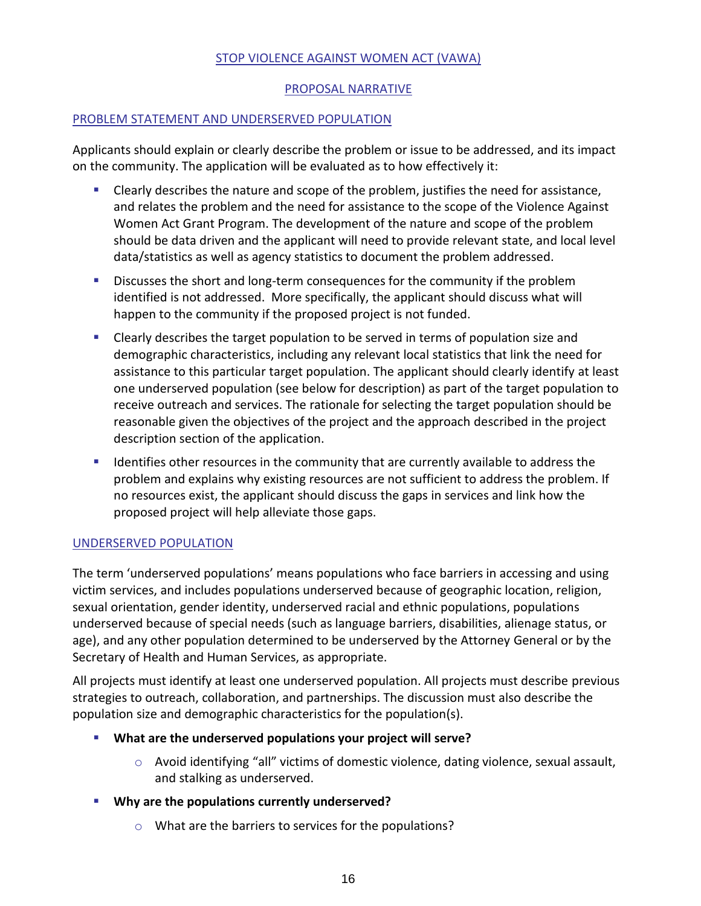## STOP VIOLENCE AGAINST WOMEN ACT (VAWA)

## PROPOSAL NARRATIVE

### PROBLEM STATEMENT AND UNDERSERVED POPULATION

Applicants should explain or clearly describe the problem or issue to be addressed, and its impact on the community. The application will be evaluated as to how effectively it:

- Clearly describes the nature and scope of the problem, justifies the need for assistance, and relates the problem and the need for assistance to the scope of the Violence Against Women Act Grant Program. The development of the nature and scope of the problem should be data driven and the applicant will need to provide relevant state, and local level data/statistics as well as agency statistics to document the problem addressed.
- Discusses the short and long-term consequences for the community if the problem identified is not addressed. More specifically, the applicant should discuss what will happen to the community if the proposed project is not funded.
- Clearly describes the target population to be served in terms of population size and demographic characteristics, including any relevant local statistics that link the need for assistance to this particular target population. The applicant should clearly identify at least one underserved population (see below for description) as part of the target population to receive outreach and services. The rationale for selecting the target population should be reasonable given the objectives of the project and the approach described in the project description section of the application.
- Identifies other resources in the community that are currently available to address the problem and explains why existing resources are not sufficient to address the problem. If no resources exist, the applicant should discuss the gaps in services and link how the proposed project will help alleviate those gaps.

### UNDERSERVED POPULATION

The term 'underserved populations' means populations who face barriers in accessing and using victim services, and includes populations underserved because of geographic location, religion, sexual orientation, gender identity, underserved racial and ethnic populations, populations underserved because of special needs (such as language barriers, disabilities, alienage status, or age), and any other population determined to be underserved by the Attorney General or by the Secretary of Health and Human Services, as appropriate.

All projects must identify at least one underserved population. All projects must describe previous strategies to outreach, collaboration, and partnerships. The discussion must also describe the population size and demographic characteristics for the population(s).

- **What are the underserved populations your project will serve?**
  - Avoid identifying "all" victims of domestic violence, dating violence, sexual assault, and stalking as underserved.
- **Why are the populations currently underserved?**
  - What are the barriers to services for the populations?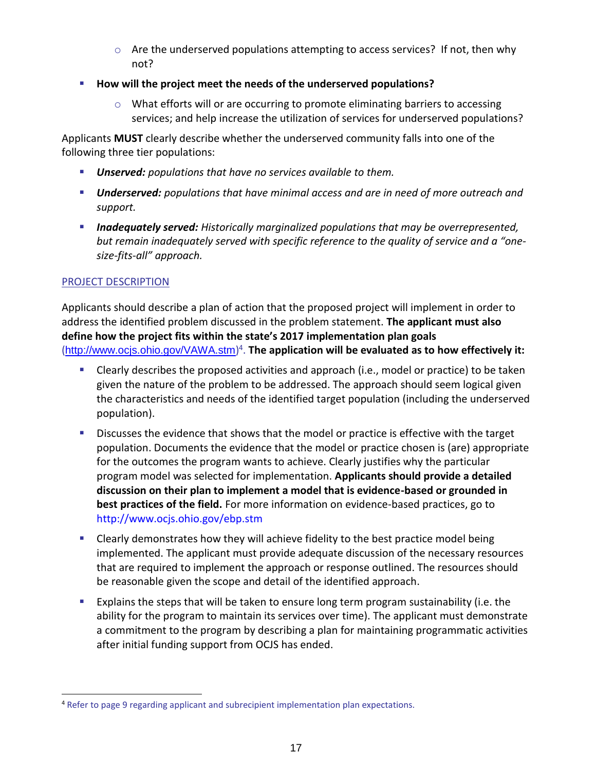- Are the underserved populations attempting to access services? If not, then why not?

- **How will the project meet the needs of the underserved populations?**
   - What efforts will or are occurring to promote eliminating barriers to accessing services; and help increase the utilization of services for underserved populations?

Applicants **MUST** clearly describe whether the underserved community falls into one of the following three tier populations:

- ***Unserved:*** *populations that have no services available to them.*
- ***Underserved:*** *populations that have minimal access and are in need of more outreach and support.*
- ***Inadequately served:*** *Historically marginalized populations that may be overrepresented, but remain inadequately served with specific reference to the quality of service and a "one-size-fits-all" approach.*

## PROJECT DESCRIPTION

Applicants should describe a plan of action that the proposed project will implement in order to address the identified problem discussed in the problem statement. **The applicant must also define how the project fits within the state's 2017 implementation plan goals** (http://www.ocjs.ohio.gov/VAWA.stm)[4]. **The application will be evaluated as to how effectively it:**

- Clearly describes the proposed activities and approach (i.e., model or practice) to be taken given the nature of the problem to be addressed. The approach should seem logical given the characteristics and needs of the identified target population (including the underserved population).
- Discusses the evidence that shows that the model or practice is effective with the target population. Documents the evidence that the model or practice chosen is (are) appropriate for the outcomes the program wants to achieve. Clearly justifies why the particular program model was selected for implementation. **Applicants should provide a detailed discussion on their plan to implement a model that is evidence-based or grounded in best practices of the field.** For more information on evidence-based practices, go to http://www.ocjs.ohio.gov/ebp.stm
- Clearly demonstrates how they will achieve fidelity to the best practice model being implemented. The applicant must provide adequate discussion of the necessary resources that are required to implement the approach or response outlined. The resources should be reasonable given the scope and detail of the identified approach.
- Explains the steps that will be taken to ensure long term program sustainability (i.e. the ability for the program to maintain its services over time). The applicant must demonstrate a commitment to the program by describing a plan for maintaining programmatic activities after initial funding support from OCJS has ended.

[4] Refer to page 9 regarding applicant and subrecipient implementation plan expectations.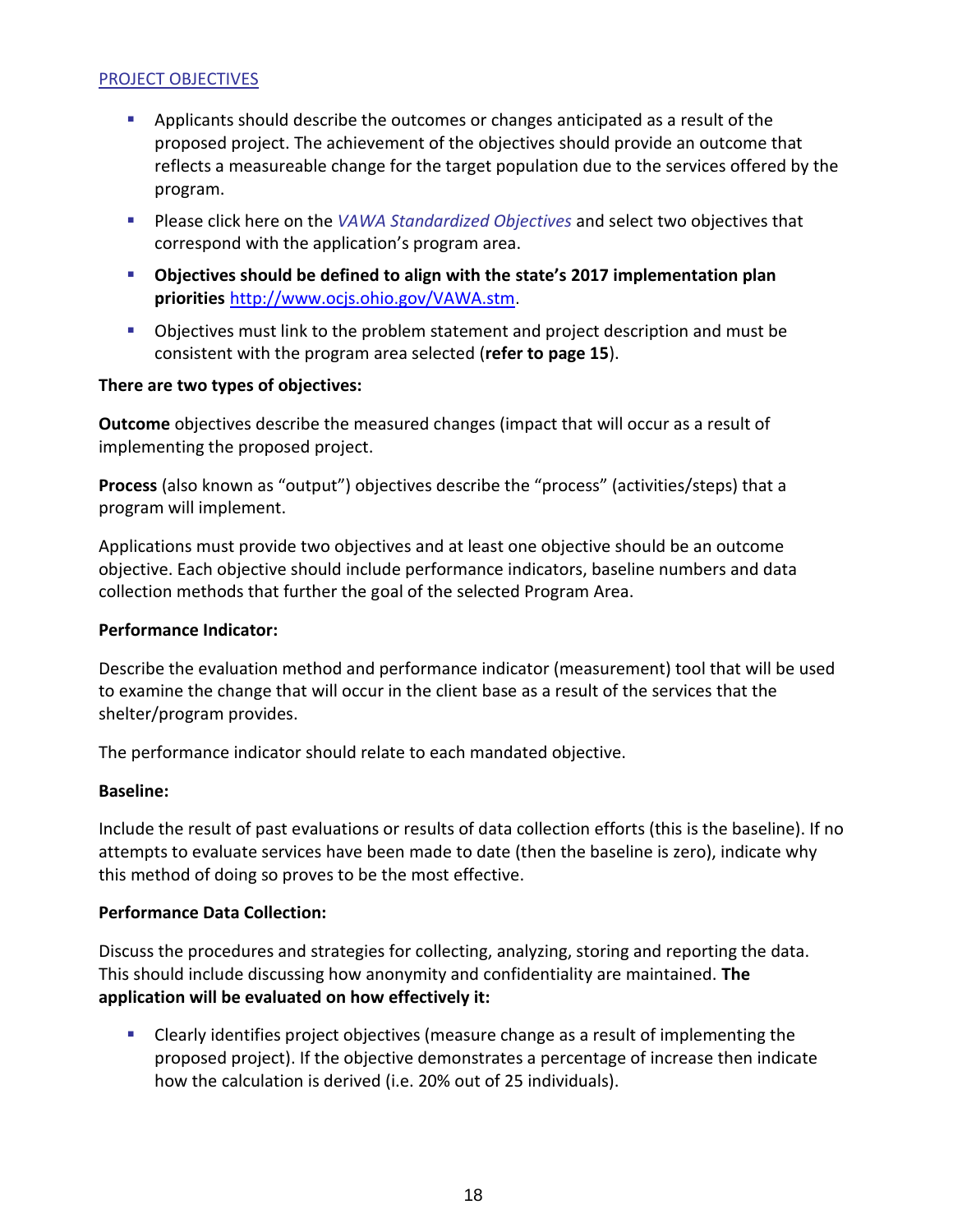[PROJECT OBJECTIVES]()

- Applicants should describe the outcomes or changes anticipated as a result of the proposed project. The achievement of the objectives should provide an outcome that reflects a measureable change for the target population due to the services offered by the program.
- Please click here on the *VAWA Standardized Objectives* and select two objectives that correspond with the application's program area.
- **Objectives should be defined to align with the state's 2017 implementation plan priorities** [http://www.ocjs.ohio.gov/VAWA.stm](http://www.ocjs.ohio.gov/VAWA.stm).
- Objectives must link to the problem statement and project description and must be consistent with the program area selected (**refer to page 15**).

**There are two types of objectives:**

**Outcome** objectives describe the measured changes (impact that will occur as a result of implementing the proposed project.

**Process** (also known as "output") objectives describe the "process" (activities/steps) that a program will implement.

Applications must provide two objectives and at least one objective should be an outcome objective. Each objective should include performance indicators, baseline numbers and data collection methods that further the goal of the selected Program Area.

**Performance Indicator:**

Describe the evaluation method and performance indicator (measurement) tool that will be used to examine the change that will occur in the client base as a result of the services that the shelter/program provides.

The performance indicator should relate to each mandated objective.

**Baseline:**

Include the result of past evaluations or results of data collection efforts (this is the baseline). If no attempts to evaluate services have been made to date (then the baseline is zero), indicate why this method of doing so proves to be the most effective.

**Performance Data Collection:**

Discuss the procedures and strategies for collecting, analyzing, storing and reporting the data. This should include discussing how anonymity and confidentiality are maintained. **The application will be evaluated on how effectively it:**

- Clearly identifies project objectives (measure change as a result of implementing the proposed project). If the objective demonstrates a percentage of increase then indicate how the calculation is derived (i.e. 20% out of 25 individuals).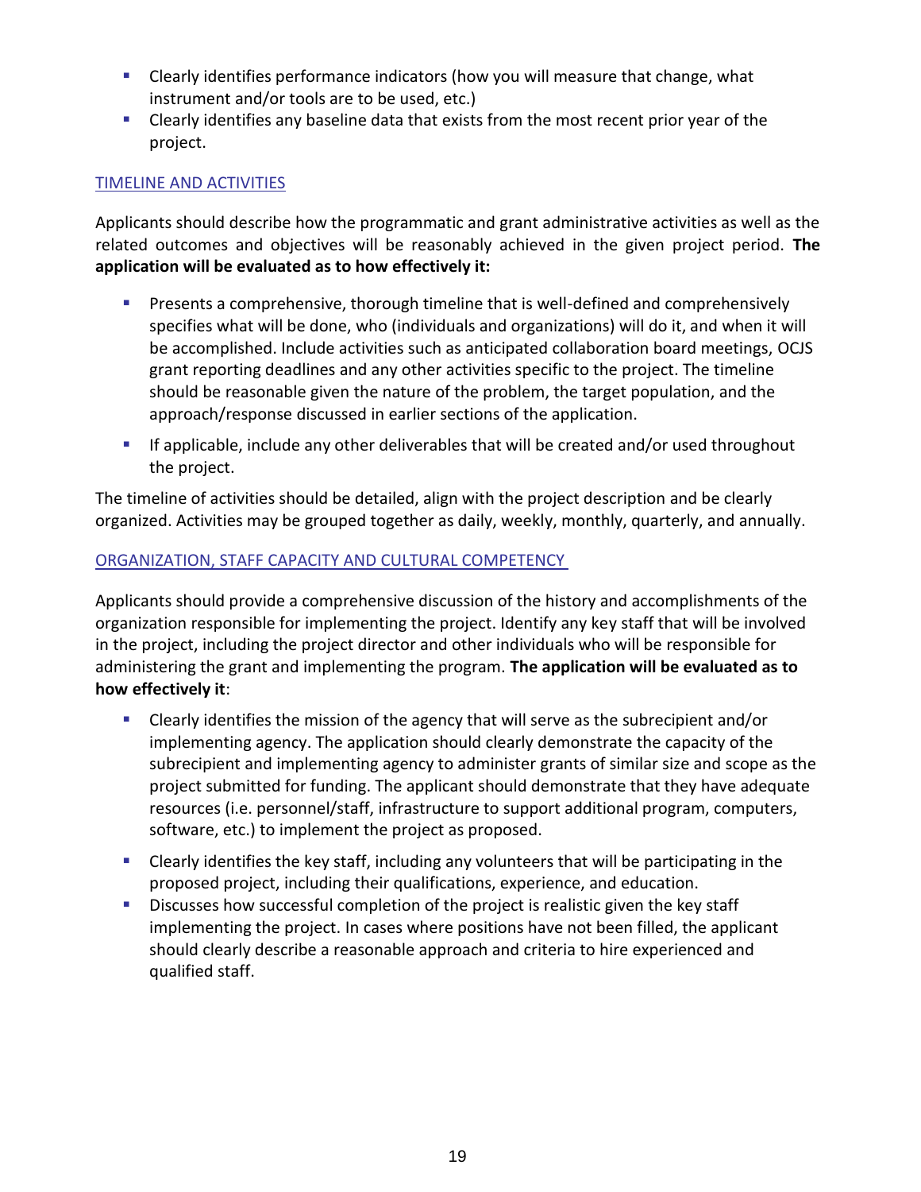- Clearly identifies performance indicators (how you will measure that change, what instrument and/or tools are to be used, etc.)
- Clearly identifies any baseline data that exists from the most recent prior year of the project.

## TIMELINE AND ACTIVITIES

Applicants should describe how the programmatic and grant administrative activities as well as the related outcomes and objectives will be reasonably achieved in the given project period. **The application will be evaluated as to how effectively it:**

- Presents a comprehensive, thorough timeline that is well-defined and comprehensively specifies what will be done, who (individuals and organizations) will do it, and when it will be accomplished. Include activities such as anticipated collaboration board meetings, OCJS grant reporting deadlines and any other activities specific to the project. The timeline should be reasonable given the nature of the problem, the target population, and the approach/response discussed in earlier sections of the application.
- If applicable, include any other deliverables that will be created and/or used throughout the project.

The timeline of activities should be detailed, align with the project description and be clearly organized. Activities may be grouped together as daily, weekly, monthly, quarterly, and annually.

## ORGANIZATION, STAFF CAPACITY AND CULTURAL COMPETENCY

Applicants should provide a comprehensive discussion of the history and accomplishments of the organization responsible for implementing the project. Identify any key staff that will be involved in the project, including the project director and other individuals who will be responsible for administering the grant and implementing the program. **The application will be evaluated as to how effectively it**:

- Clearly identifies the mission of the agency that will serve as the subrecipient and/or implementing agency. The application should clearly demonstrate the capacity of the subrecipient and implementing agency to administer grants of similar size and scope as the project submitted for funding. The applicant should demonstrate that they have adequate resources (i.e. personnel/staff, infrastructure to support additional program, computers, software, etc.) to implement the project as proposed.
- Clearly identifies the key staff, including any volunteers that will be participating in the proposed project, including their qualifications, experience, and education.
- Discusses how successful completion of the project is realistic given the key staff implementing the project. In cases where positions have not been filled, the applicant should clearly describe a reasonable approach and criteria to hire experienced and qualified staff.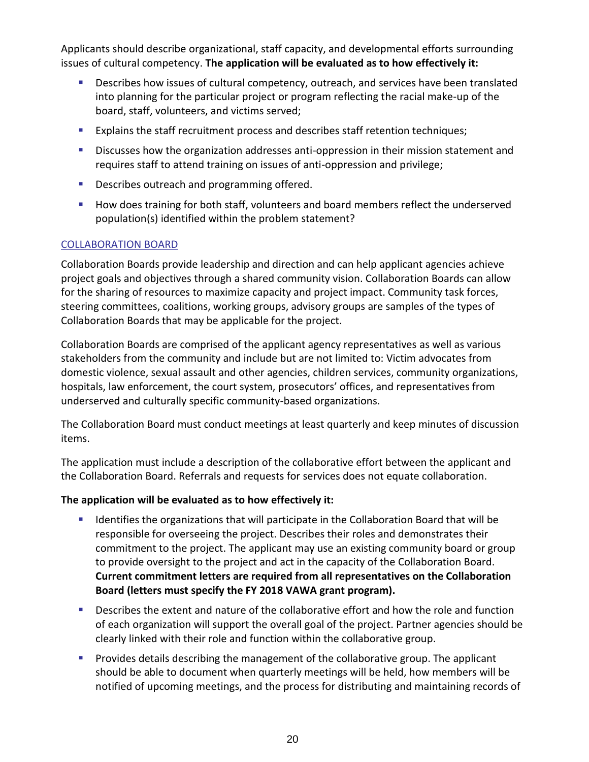Applicants should describe organizational, staff capacity, and developmental efforts surrounding issues of cultural competency. **The application will be evaluated as to how effectively it:**

- Describes how issues of cultural competency, outreach, and services have been translated into planning for the particular project or program reflecting the racial make-up of the board, staff, volunteers, and victims served;
- Explains the staff recruitment process and describes staff retention techniques;
- Discusses how the organization addresses anti-oppression in their mission statement and requires staff to attend training on issues of anti-oppression and privilege;
- Describes outreach and programming offered.
- How does training for both staff, volunteers and board members reflect the underserved population(s) identified within the problem statement?

## COLLABORATION BOARD

Collaboration Boards provide leadership and direction and can help applicant agencies achieve project goals and objectives through a shared community vision. Collaboration Boards can allow for the sharing of resources to maximize capacity and project impact. Community task forces, steering committees, coalitions, working groups, advisory groups are samples of the types of Collaboration Boards that may be applicable for the project.

Collaboration Boards are comprised of the applicant agency representatives as well as various stakeholders from the community and include but are not limited to: Victim advocates from domestic violence, sexual assault and other agencies, children services, community organizations, hospitals, law enforcement, the court system, prosecutors' offices, and representatives from underserved and culturally specific community-based organizations.

The Collaboration Board must conduct meetings at least quarterly and keep minutes of discussion items.

The application must include a description of the collaborative effort between the applicant and the Collaboration Board. Referrals and requests for services does not equate collaboration.

**The application will be evaluated as to how effectively it:**

- Identifies the organizations that will participate in the Collaboration Board that will be responsible for overseeing the project. Describes their roles and demonstrates their commitment to the project. The applicant may use an existing community board or group to provide oversight to the project and act in the capacity of the Collaboration Board. **Current commitment letters are required from all representatives on the Collaboration Board (letters must specify the FY 2018 VAWA grant program).**
- Describes the extent and nature of the collaborative effort and how the role and function of each organization will support the overall goal of the project. Partner agencies should be clearly linked with their role and function within the collaborative group.
- Provides details describing the management of the collaborative group. The applicant should be able to document when quarterly meetings will be held, how members will be notified of upcoming meetings, and the process for distributing and maintaining records of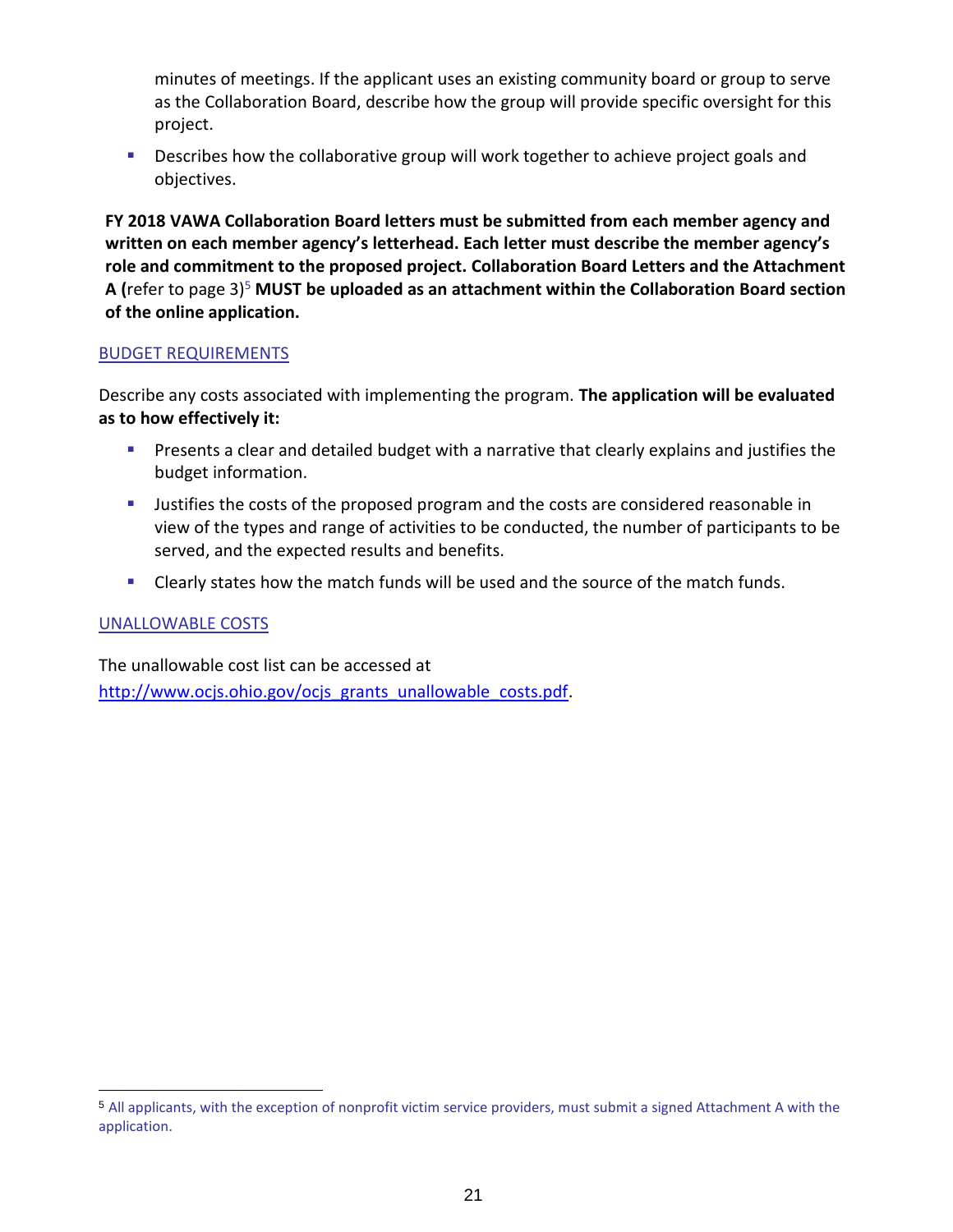minutes of meetings. If the applicant uses an existing community board or group to serve as the Collaboration Board, describe how the group will provide specific oversight for this project.

- Describes how the collaborative group will work together to achieve project goals and objectives.

**FY 2018 VAWA Collaboration Board letters must be submitted from each member agency and written on each member agency's letterhead. Each letter must describe the member agency's role and commitment to the proposed project. Collaboration Board Letters and the Attachment A (**refer to page 3)[5] **MUST be uploaded as an attachment within the Collaboration Board section of the online application.**

## BUDGET REQUIREMENTS

Describe any costs associated with implementing the program. **The application will be evaluated as to how effectively it:**

- Presents a clear and detailed budget with a narrative that clearly explains and justifies the budget information.
- Justifies the costs of the proposed program and the costs are considered reasonable in view of the types and range of activities to be conducted, the number of participants to be served, and the expected results and benefits.
- Clearly states how the match funds will be used and the source of the match funds.

## UNALLOWABLE COSTS

The unallowable cost list can be accessed at http://www.ocjs.ohio.gov/ocjs_grants_unallowable_costs.pdf.

[5] All applicants, with the exception of nonprofit victim service providers, must submit a signed Attachment A with the application.